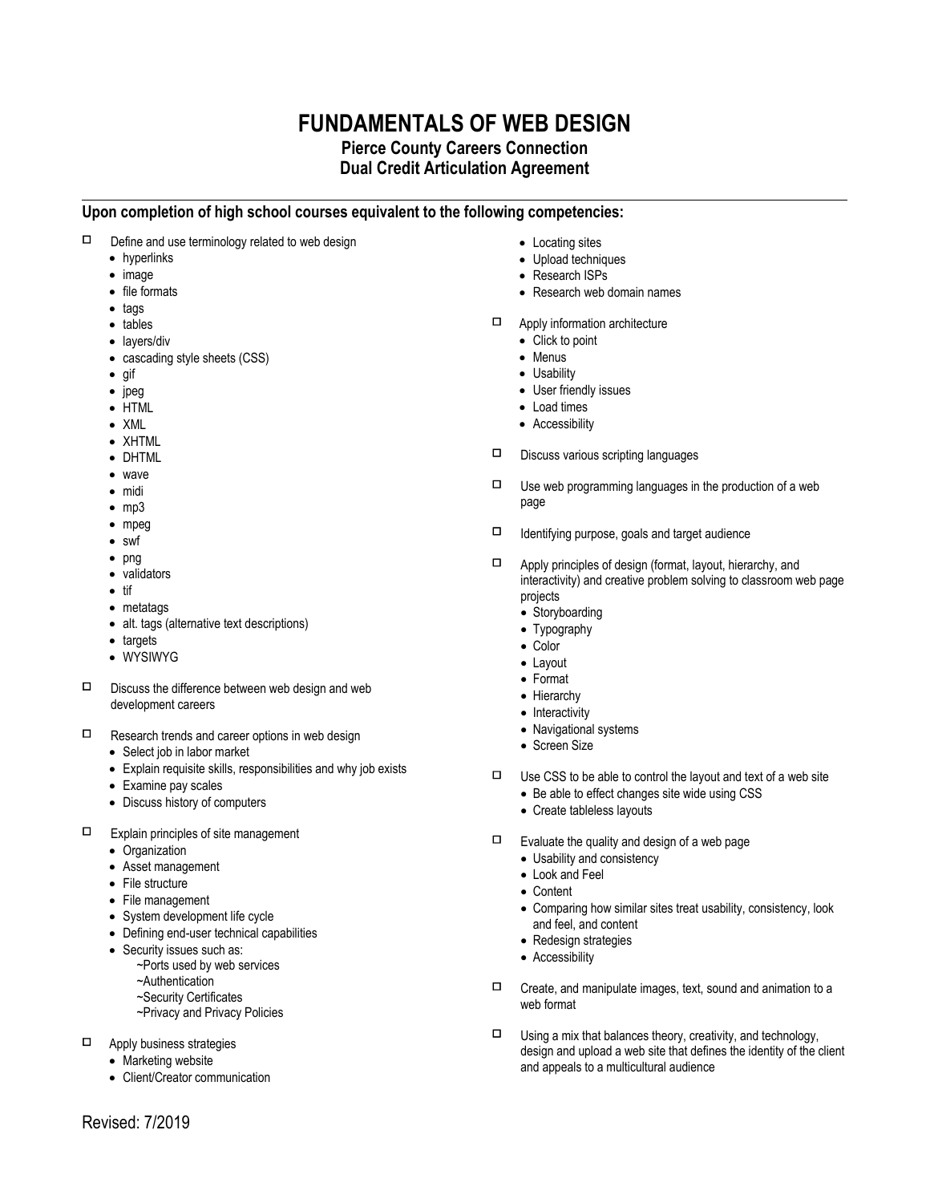# FUNDAMENTALS OF WEB DESIGN

## Pierce County Careers Connection
## Dual Credit Articulation Agreement

---

**Upon completion of high school courses equivalent to the following competencies:**

- ☐ Define and use terminology related to web design
  - hyperlinks
  - image
  - file formats
  - tags
  - tables
  - layers/div
  - cascading style sheets (CSS)
  - gif
  - jpeg
  - HTML
  - XML
  - XHTML
  - DHTML
  - wave
  - midi
  - mp3
  - mpeg
  - swf
  - png
  - validators
  - tif
  - metatags
  - alt. tags (alternative text descriptions)
  - targets
  - WYSIWYG

- ☐ Discuss the difference between web design and web development careers

- ☐ Research trends and career options in web design
  - Select job in labor market
  - Explain requisite skills, responsibilities and why job exists
  - Examine pay scales
  - Discuss history of computers

- ☐ Explain principles of site management
  - Organization
  - Asset management
  - File structure
  - File management
  - System development life cycle
  - Defining end-user technical capabilities
  - Security issues such as:
    - ~Ports used by web services
    - ~Authentication
    - ~Security Certificates
    - ~Privacy and Privacy Policies

- ☐ Apply business strategies
  - Marketing website
  - Client/Creator communication
  - Locating sites
  - Upload techniques
  - Research ISPs
  - Research web domain names

- ☐ Apply information architecture
  - Click to point
  - Menus
  - Usability
  - User friendly issues
  - Load times
  - Accessibility

- ☐ Discuss various scripting languages

- ☐ Use web programming languages in the production of a web page

- ☐ Identifying purpose, goals and target audience

- ☐ Apply principles of design (format, layout, hierarchy, and interactivity) and creative problem solving to classroom web page projects
  - Storyboarding
  - Typography
  - Color
  - Layout
  - Format
  - Hierarchy
  - Interactivity
  - Navigational systems
  - Screen Size

- ☐ Use CSS to be able to control the layout and text of a web site
  - Be able to effect changes site wide using CSS
  - Create tableless layouts

- ☐ Evaluate the quality and design of a web page
  - Usability and consistency
  - Look and Feel
  - Content
  - Comparing how similar sites treat usability, consistency, look and feel, and content
  - Redesign strategies
  - Accessibility

- ☐ Create, and manipulate images, text, sound and animation to a web format

- ☐ Using a mix that balances theory, creativity, and technology, design and upload a web site that defines the identity of the client and appeals to a multicultural audience

Revised: 7/2019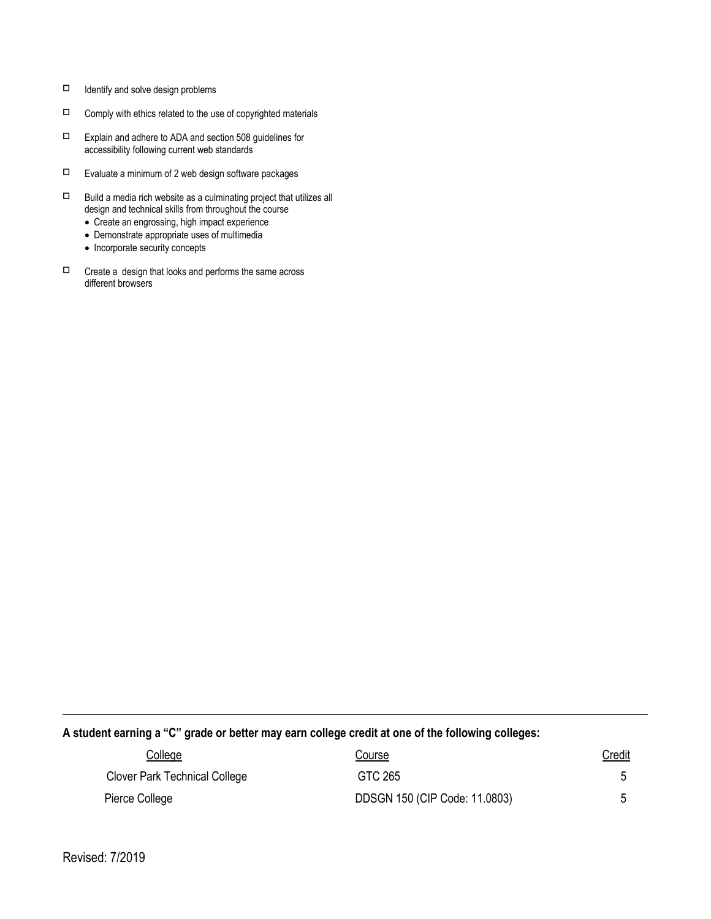- Identify and solve design problems
- Comply with ethics related to the use of copyrighted materials
- Explain and adhere to ADA and section 508 guidelines for accessibility following current web standards
- Evaluate a minimum of 2 web design software packages
- Build a media rich website as a culminating project that utilizes all design and technical skills from throughout the course
  - Create an engrossing, high impact experience
  - Demonstrate appropriate uses of multimedia
  - Incorporate security concepts
- Create a design that looks and performs the same across different browsers

---

**A student earning a "C" grade or better may earn college credit at one of the following colleges:**

| College | Course | Credit |
|---|---|---|
| Clover Park Technical College | GTC 265 | 5 |
| Pierce College | DDSGN 150 (CIP Code: 11.0803) | 5 |

Revised: 7/2019